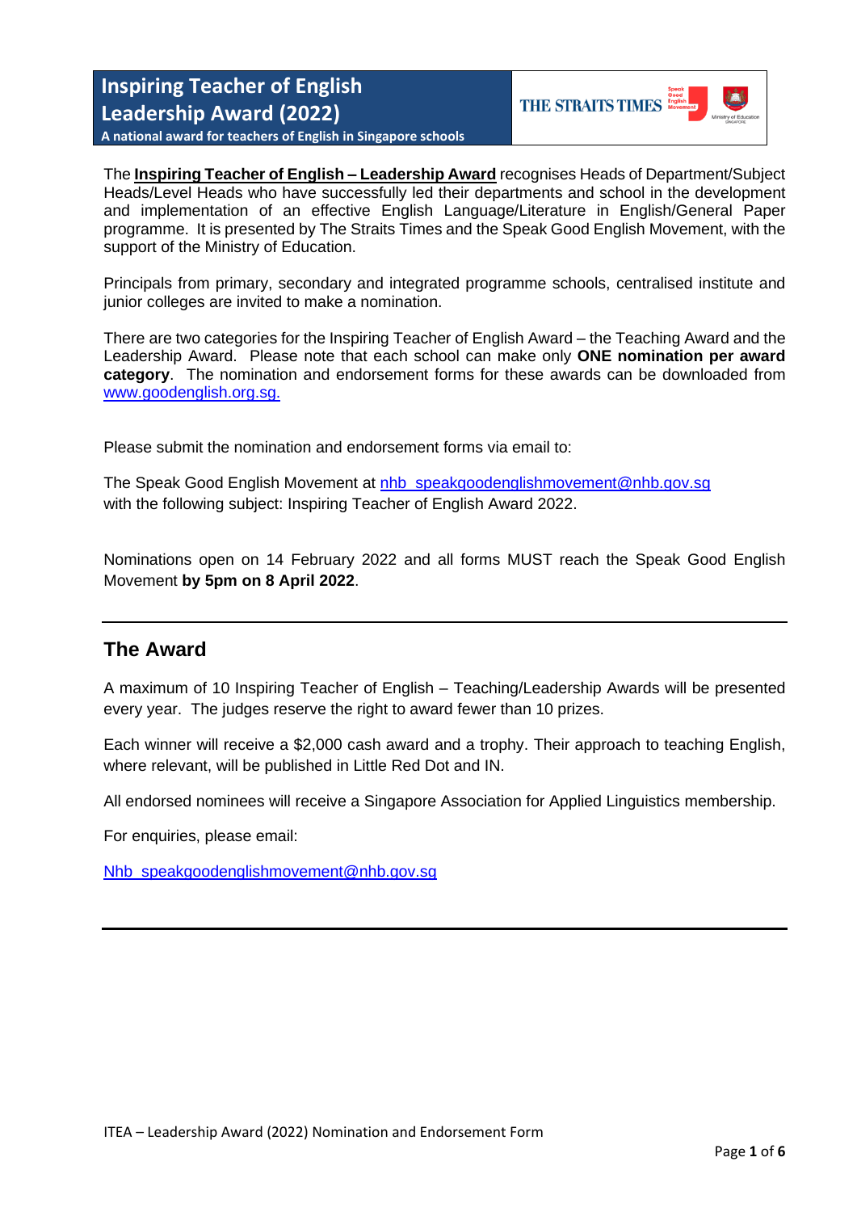# Inspiring Teacher of English Leadership Award (2022)

**A national award for teachers of English in Singapore schools**

The **Inspiring Teacher of English – Leadership Award** recognises Heads of Department/Subject Heads/Level Heads who have successfully led their departments and school in the development and implementation of an effective English Language/Literature in English/General Paper programme. It is presented by The Straits Times and the Speak Good English Movement, with the support of the Ministry of Education.

Principals from primary, secondary and integrated programme schools, centralised institute and junior colleges are invited to make a nomination.

There are two categories for the Inspiring Teacher of English Award – the Teaching Award and the Leadership Award. Please note that each school can make only **ONE nomination per award category**. The nomination and endorsement forms for these awards can be downloaded from www.goodenglish.org.sg.

Please submit the nomination and endorsement forms via email to:

The Speak Good English Movement at nhb_speakgoodenglishmovement@nhb.gov.sg with the following subject: Inspiring Teacher of English Award 2022.

Nominations open on 14 February 2022 and all forms MUST reach the Speak Good English Movement **by 5pm on 8 April 2022**.

---

## The Award

A maximum of 10 Inspiring Teacher of English – Teaching/Leadership Awards will be presented every year. The judges reserve the right to award fewer than 10 prizes.

Each winner will receive a $2,000 cash award and a trophy. Their approach to teaching English, where relevant, will be published in Little Red Dot and IN.

All endorsed nominees will receive a Singapore Association for Applied Linguistics membership.

For enquiries, please email:

Nhb_speakgoodenglishmovement@nhb.gov.sg

---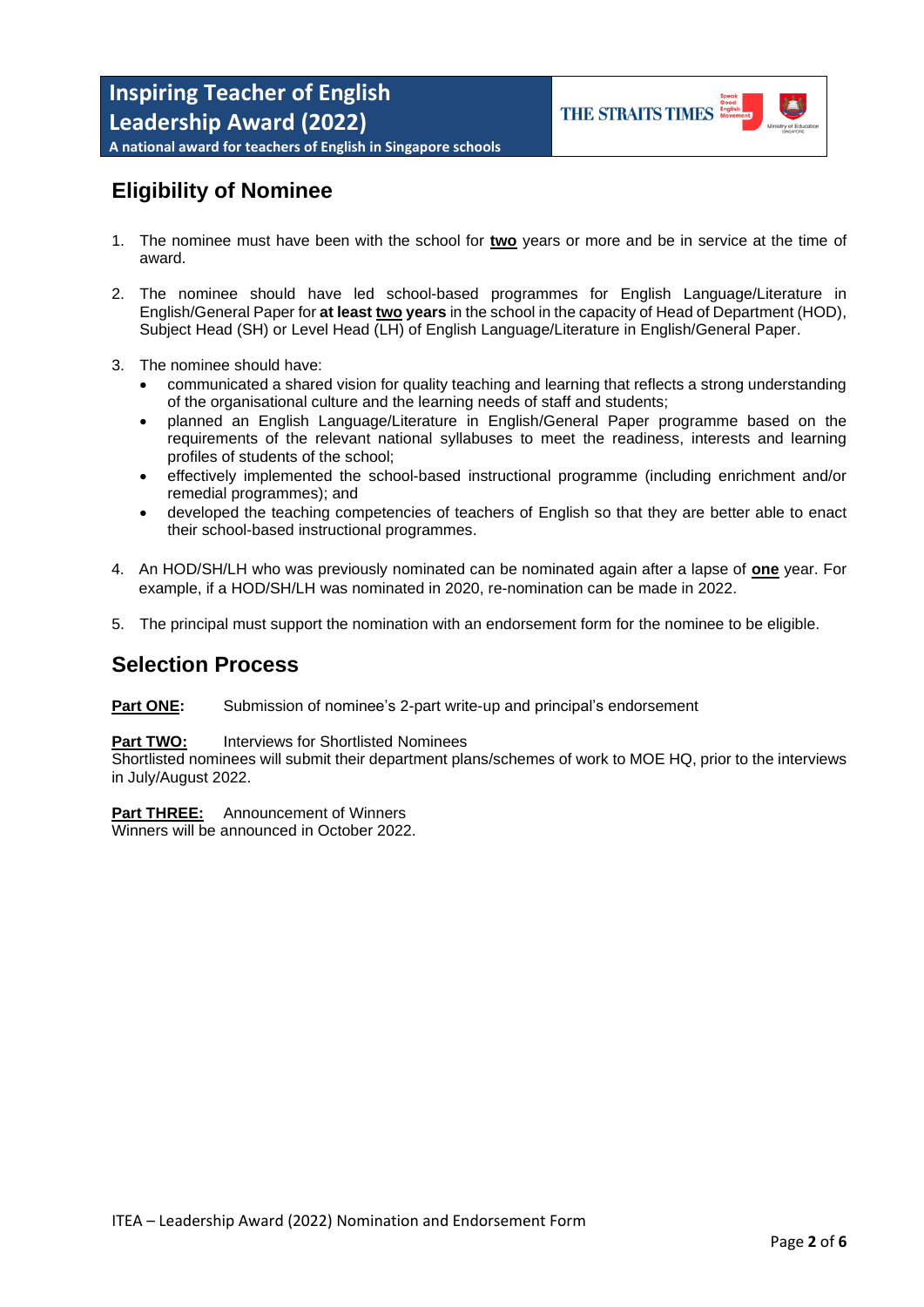## Eligibility of Nominee

1. The nominee must have been with the school for **two** years or more and be in service at the time of award.

2. The nominee should have led school-based programmes for English Language/Literature in English/General Paper for **at least two years** in the school in the capacity of Head of Department (HOD), Subject Head (SH) or Level Head (LH) of English Language/Literature in English/General Paper.

3. The nominee should have:
   - communicated a shared vision for quality teaching and learning that reflects a strong understanding of the organisational culture and the learning needs of staff and students;
   - planned an English Language/Literature in English/General Paper programme based on the requirements of the relevant national syllabuses to meet the readiness, interests and learning profiles of students of the school;
   - effectively implemented the school-based instructional programme (including enrichment and/or remedial programmes); and
   - developed the teaching competencies of teachers of English so that they are better able to enact their school-based instructional programmes.

4. An HOD/SH/LH who was previously nominated can be nominated again after a lapse of **one** year. For example, if a HOD/SH/LH was nominated in 2020, re-nomination can be made in 2022.

5. The principal must support the nomination with an endorsement form for the nominee to be eligible.

## Selection Process

**Part ONE:** Submission of nominee's 2-part write-up and principal's endorsement

**Part TWO:** Interviews for Shortlisted Nominees
Shortlisted nominees will submit their department plans/schemes of work to MOE HQ, prior to the interviews in July/August 2022.

**Part THREE:** Announcement of Winners
Winners will be announced in October 2022.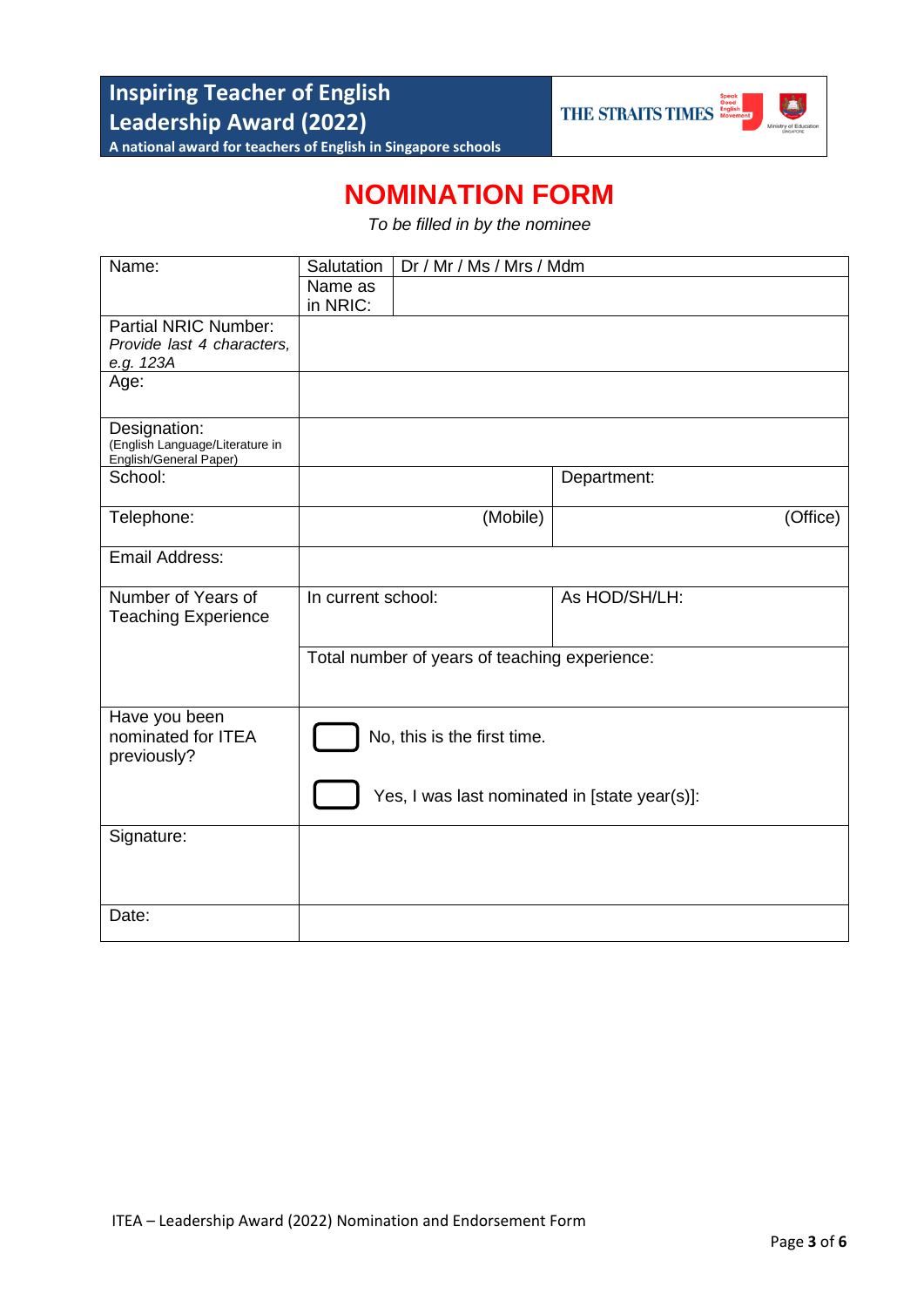**Inspiring Teacher of English Leadership Award (2022)**
**A national award for teachers of English in Singapore schools**

THE STRAITS TIMES

# NOMINATION FORM

*To be filled in by the nominee*

| Field | | | |
|---|---|---|---|
| Name: | Salutation | Dr / Mr / Ms / Mrs / Mdm | |
| | Name as in NRIC: | | |
| Partial NRIC Number: *Provide last 4 characters, e.g. 123A* | | | |
| Age: | | | |
| Designation: (English Language/Literature in English/General Paper) | | | |
| School: | | Department: | |
| Telephone: | (Mobile) | (Office) | |
| Email Address: | | | |
| Number of Years of Teaching Experience | In current school: | As HOD/SH/LH: | |
| | Total number of years of teaching experience: | | |
| Have you been nominated for ITEA previously? | ☐ No, this is the first time. | | |
| | ☐ Yes, I was last nominated in [state year(s)]: | | |
| Signature: | | | |
| Date: | | | |

ITEA – Leadership Award (2022) Nomination and Endorsement Form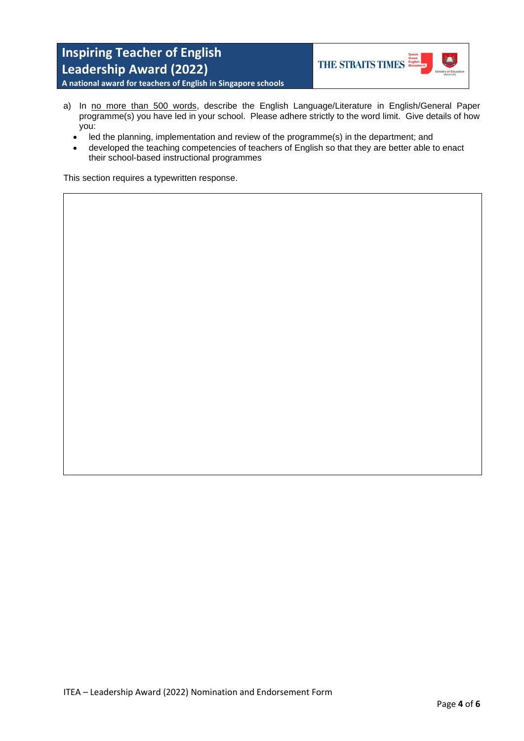# Inspiring Teacher of English Leadership Award (2022)

**A national award for teachers of English in Singapore schools**

a) In no more than 500 words, describe the English Language/Literature in English/General Paper programme(s) you have led in your school. Please adhere strictly to the word limit. Give details of how you:

- led the planning, implementation and review of the programme(s) in the department; and
- developed the teaching competencies of teachers of English so that they are better able to enact their school-based instructional programmes

This section requires a typewritten response.

| |
|---|
| |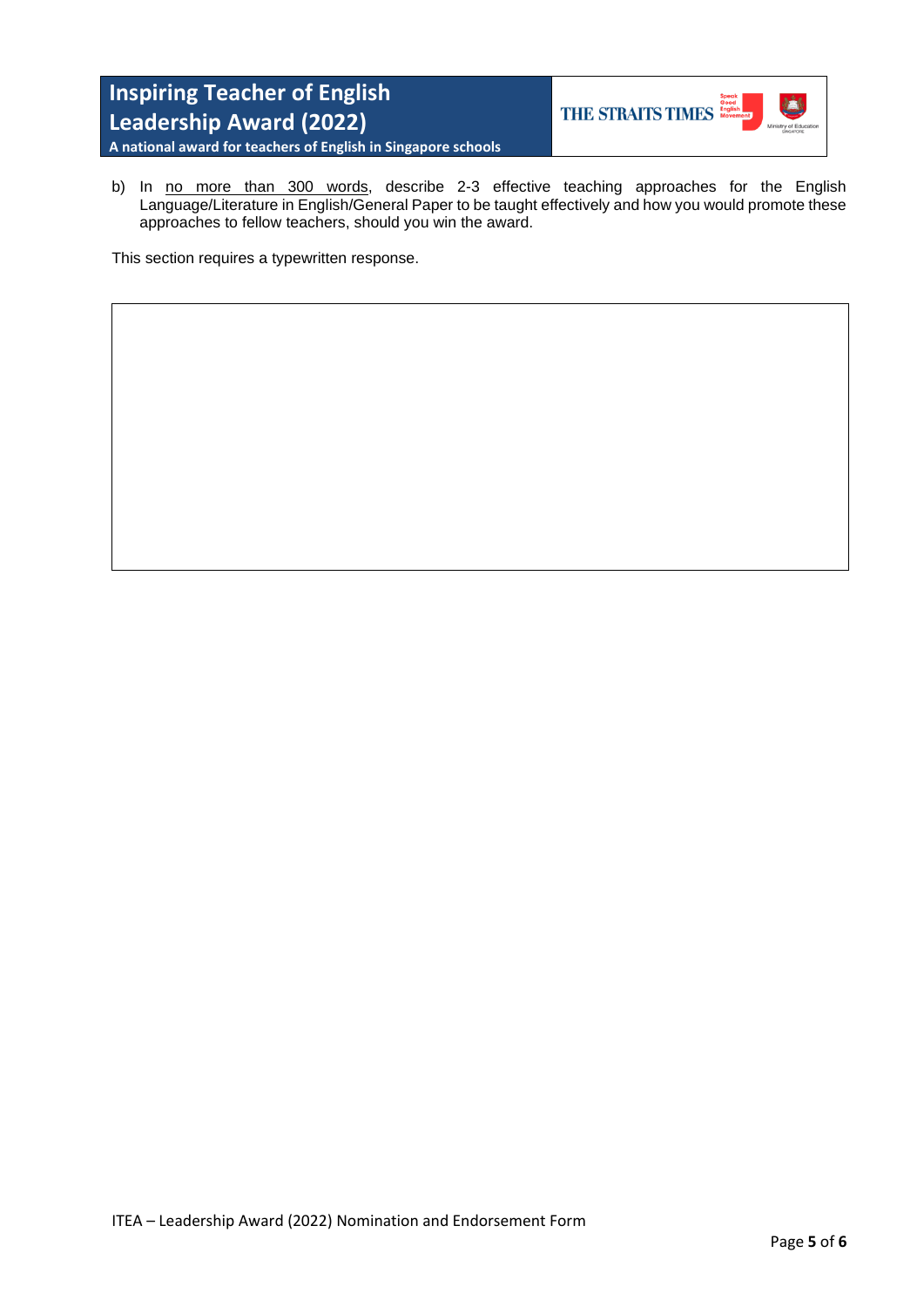b) In <u>no more than 300 words</u>, describe 2-3 effective teaching approaches for the English Language/Literature in English/General Paper to be taught effectively and how you would promote these approaches to fellow teachers, should you win the award.

This section requires a typewritten response.

| |
|---|
| |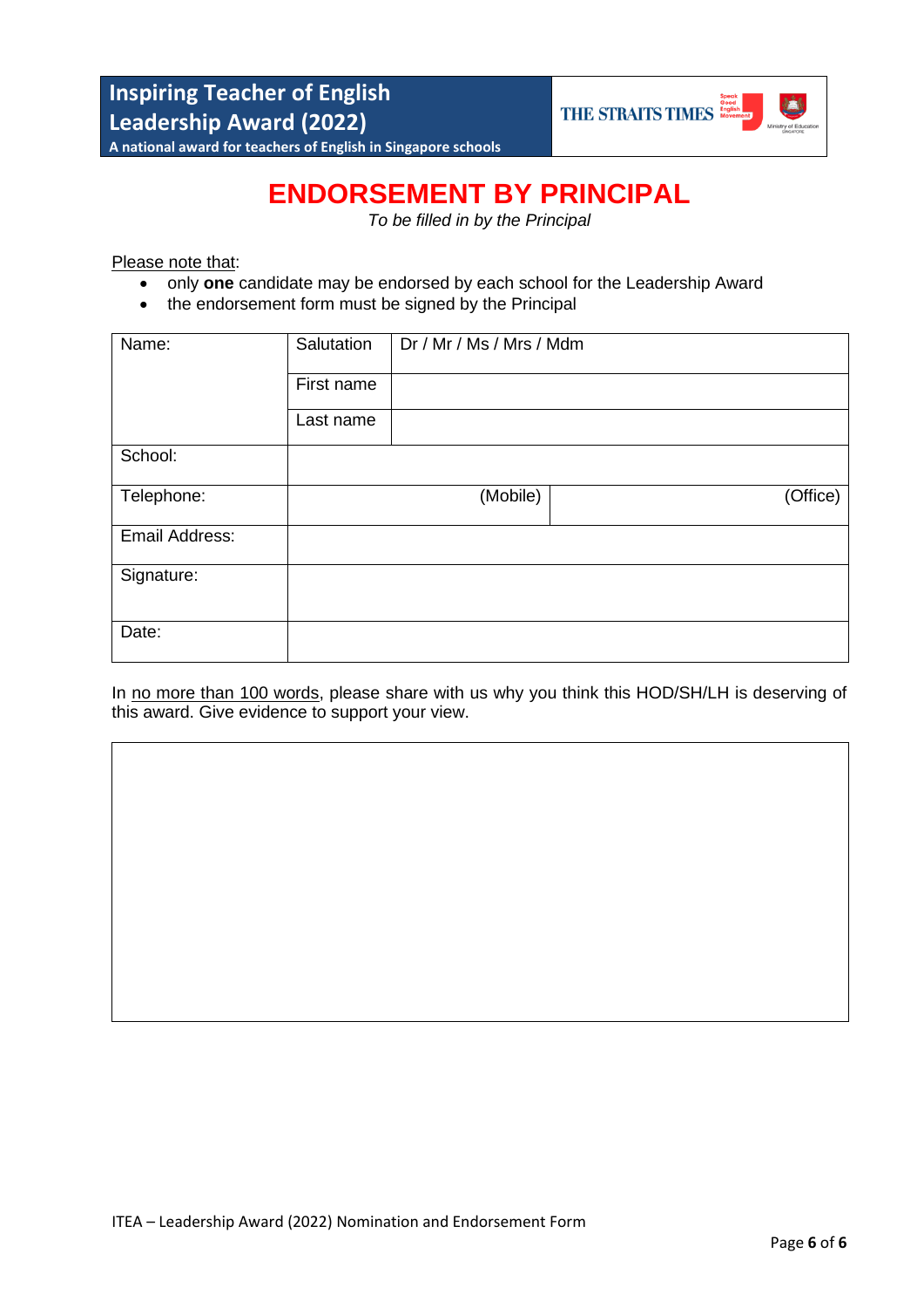Inspiring Teacher of English Leadership Award (2022)

A national award for teachers of English in Singapore schools

# ENDORSEMENT BY PRINCIPAL

*To be filled in by the Principal*

Please note that:

- only **one** candidate may be endorsed by each school for the Leadership Award
- the endorsement form must be signed by the Principal

| | | | |
|---|---|---|---|
| Name: | Salutation | Dr / Mr / Ms / Mrs / Mdm | |
| | First name | | |
| | Last name | | |
| School: | | | |
| Telephone: | (Mobile) | | (Office) |
| Email Address: | | | |
| Signature: | | | |
| Date: | | | |

In no more than 100 words, please share with us why you think this HOD/SH/LH is deserving of this award. Give evidence to support your view.

| |
|---|
| |